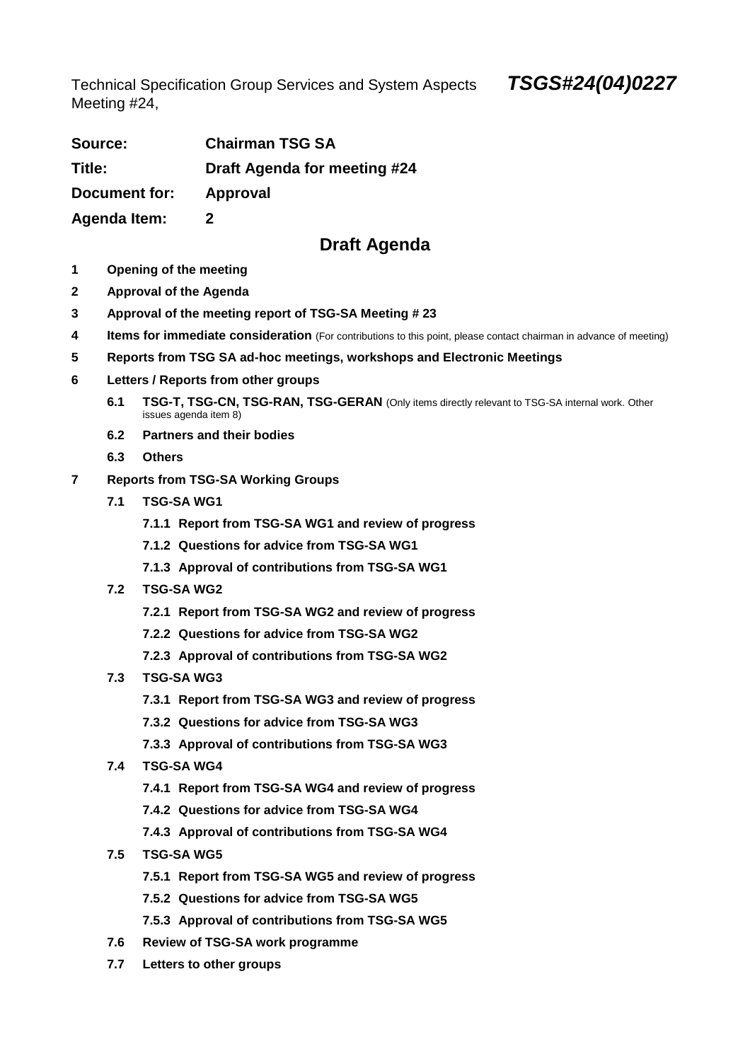Technical Specification Group Services and System Aspects Meeting #24,

***TSGS#24(04)0227***

**Source:** **Chairman TSG SA**

**Title:** **Draft Agenda for meeting #24**

**Document for:** **Approval**

**Agenda Item:** **2**

# Draft Agenda

**1 Opening of the meeting**

**2 Approval of the Agenda**

**3 Approval of the meeting report of TSG-SA Meeting # 23**

**4 Items for immediate consideration** (For contributions to this point, please contact chairman in advance of meeting)

**5 Reports from TSG SA ad-hoc meetings, workshops and Electronic Meetings**

**6 Letters / Reports from other groups**

- **6.1 TSG-T, TSG-CN, TSG-RAN, TSG-GERAN** (Only items directly relevant to TSG-SA internal work. Other issues agenda item 8)
- **6.2 Partners and their bodies**
- **6.3 Others**

**7 Reports from TSG-SA Working Groups**

- **7.1 TSG-SA WG1**
  - **7.1.1 Report from TSG-SA WG1 and review of progress**
  - **7.1.2 Questions for advice from TSG-SA WG1**
  - **7.1.3 Approval of contributions from TSG-SA WG1**
- **7.2 TSG-SA WG2**
  - **7.2.1 Report from TSG-SA WG2 and review of progress**
  - **7.2.2 Questions for advice from TSG-SA WG2**
  - **7.2.3 Approval of contributions from TSG-SA WG2**
- **7.3 TSG-SA WG3**
  - **7.3.1 Report from TSG-SA WG3 and review of progress**
  - **7.3.2 Questions for advice from TSG-SA WG3**
  - **7.3.3 Approval of contributions from TSG-SA WG3**
- **7.4 TSG-SA WG4**
  - **7.4.1 Report from TSG-SA WG4 and review of progress**
  - **7.4.2 Questions for advice from TSG-SA WG4**
  - **7.4.3 Approval of contributions from TSG-SA WG4**
- **7.5 TSG-SA WG5**
  - **7.5.1 Report from TSG-SA WG5 and review of progress**
  - **7.5.2 Questions for advice from TSG-SA WG5**
  - **7.5.3 Approval of contributions from TSG-SA WG5**
- **7.6 Review of TSG-SA work programme**
- **7.7 Letters to other groups**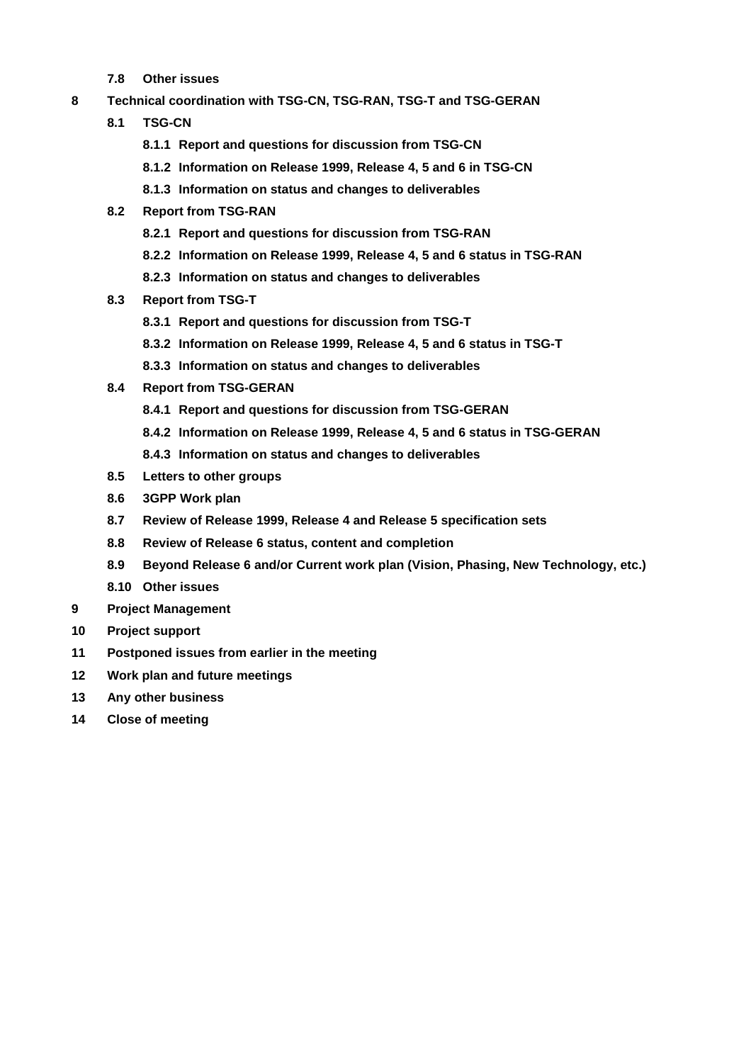**7.8 Other issues**

**8 Technical coordination with TSG-CN, TSG-RAN, TSG-T and TSG-GERAN**

**8.1 TSG-CN**

**8.1.1 Report and questions for discussion from TSG-CN**

**8.1.2 Information on Release 1999, Release 4, 5 and 6 in TSG-CN**

**8.1.3 Information on status and changes to deliverables**

**8.2 Report from TSG-RAN**

**8.2.1 Report and questions for discussion from TSG-RAN**

**8.2.2 Information on Release 1999, Release 4, 5 and 6 status in TSG-RAN**

**8.2.3 Information on status and changes to deliverables**

**8.3 Report from TSG-T**

**8.3.1 Report and questions for discussion from TSG-T**

**8.3.2 Information on Release 1999, Release 4, 5 and 6 status in TSG-T**

**8.3.3 Information on status and changes to deliverables**

**8.4 Report from TSG-GERAN**

**8.4.1 Report and questions for discussion from TSG-GERAN**

**8.4.2 Information on Release 1999, Release 4, 5 and 6 status in TSG-GERAN**

**8.4.3 Information on status and changes to deliverables**

**8.5 Letters to other groups**

**8.6 3GPP Work plan**

**8.7 Review of Release 1999, Release 4 and Release 5 specification sets**

**8.8 Review of Release 6 status, content and completion**

**8.9 Beyond Release 6 and/or Current work plan (Vision, Phasing, New Technology, etc.)**

**8.10 Other issues**

**9 Project Management**

**10 Project support**

**11 Postponed issues from earlier in the meeting**

**12 Work plan and future meetings**

**13 Any other business**

**14 Close of meeting**